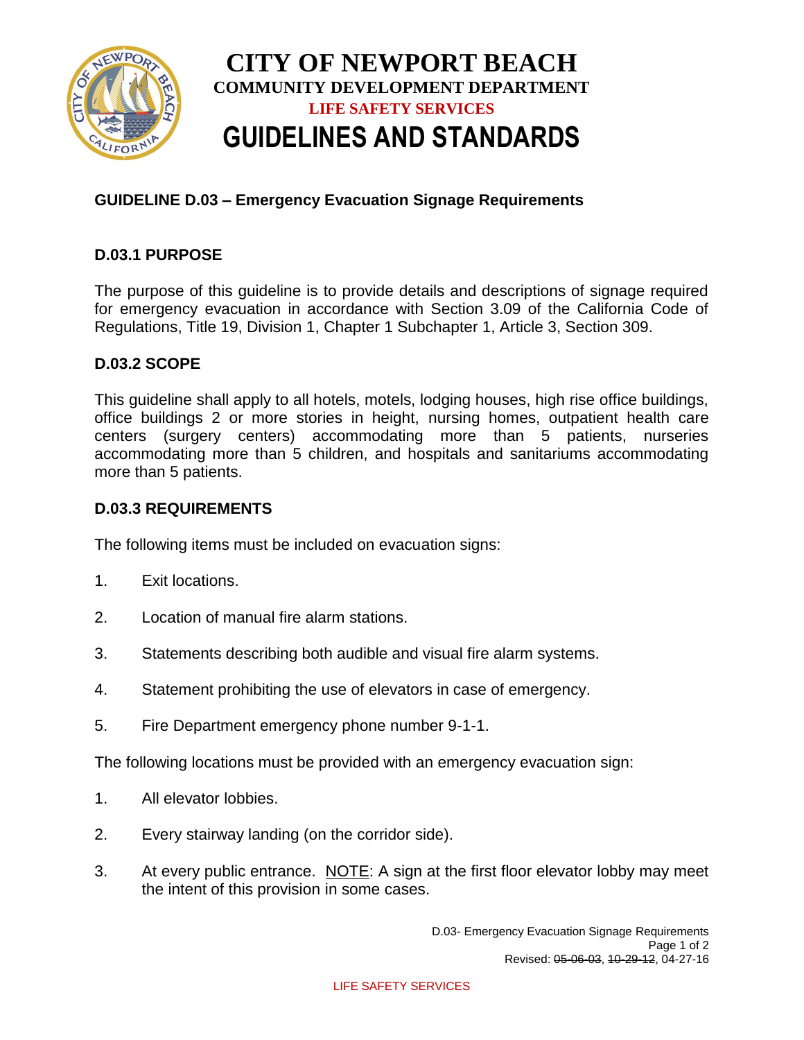# CITY OF NEWPORT BEACH

**COMMUNITY DEVELOPMENT DEPARTMENT**

**LIFE SAFETY SERVICES**

# GUIDELINES AND STANDARDS

## GUIDELINE D.03 – Emergency Evacuation Signage Requirements

### D.03.1 PURPOSE

The purpose of this guideline is to provide details and descriptions of signage required for emergency evacuation in accordance with Section 3.09 of the California Code of Regulations, Title 19, Division 1, Chapter 1 Subchapter 1, Article 3, Section 309.

### D.03.2 SCOPE

This guideline shall apply to all hotels, motels, lodging houses, high rise office buildings, office buildings 2 or more stories in height, nursing homes, outpatient health care centers (surgery centers) accommodating more than 5 patients, nurseries accommodating more than 5 children, and hospitals and sanitariums accommodating more than 5 patients.

### D.03.3 REQUIREMENTS

The following items must be included on evacuation signs:

1. Exit locations.
2. Location of manual fire alarm stations.
3. Statements describing both audible and visual fire alarm systems.
4. Statement prohibiting the use of elevators in case of emergency.
5. Fire Department emergency phone number 9-1-1.

The following locations must be provided with an emergency evacuation sign:

1. All elevator lobbies.
2. Every stairway landing (on the corridor side).
3. At every public entrance. <u>NOTE</u>: A sign at the first floor elevator lobby may meet the intent of this provision in some cases.

D.03- Emergency Evacuation Signage Requirements

Revised: ~~05-06-03~~, ~~10-29-12~~, 04-27-16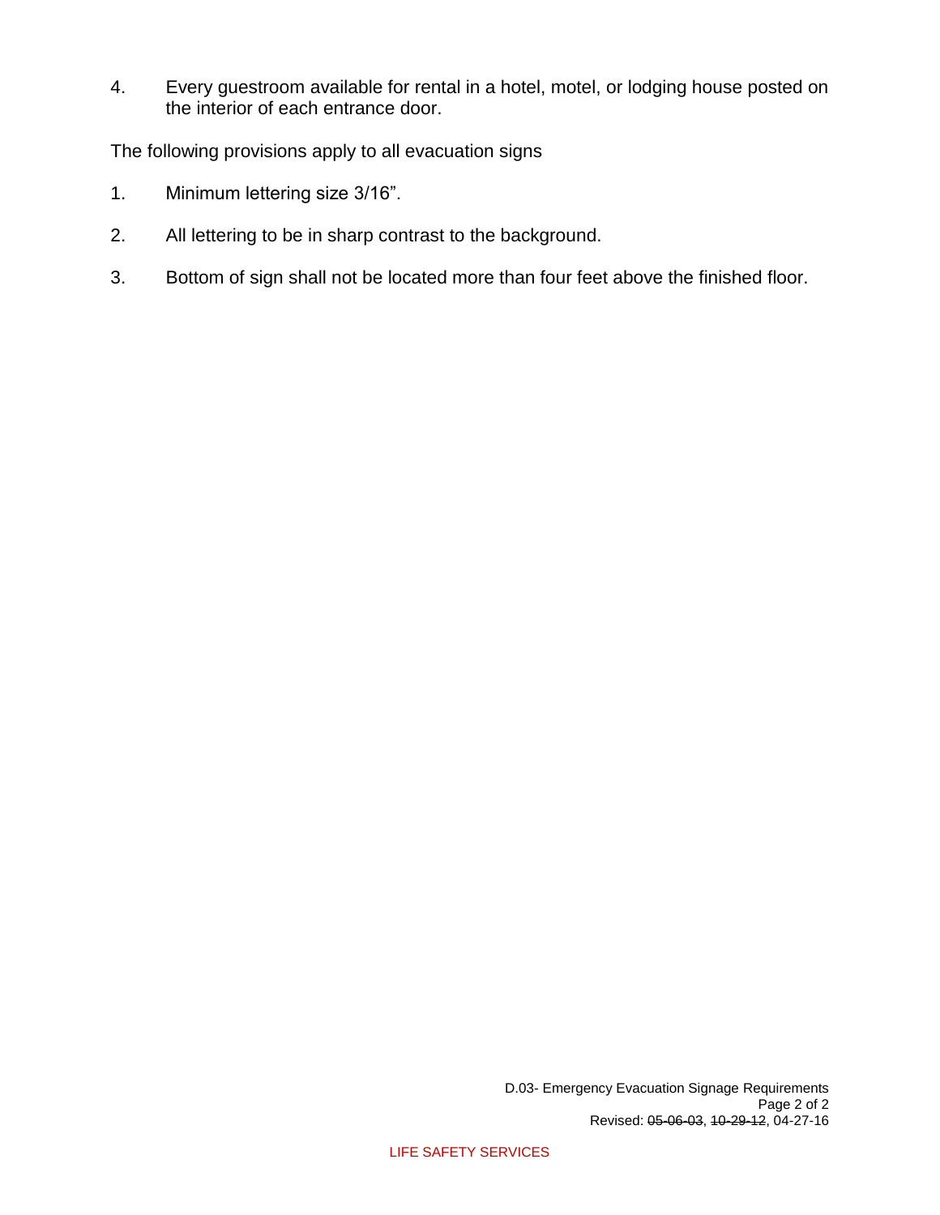4. Every guestroom available for rental in a hotel, motel, or lodging house posted on the interior of each entrance door.

The following provisions apply to all evacuation signs

1. Minimum lettering size 3/16”.

2. All lettering to be in sharp contrast to the background.

3. Bottom of sign shall not be located more than four feet above the finished floor.